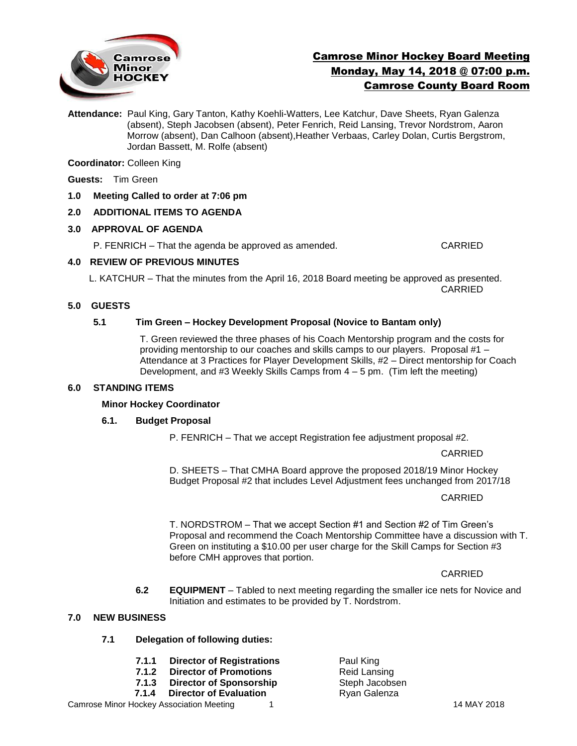# Camrose Minor Hockey Board Meeting
## Monday, May 14, 2018 @ 07:00 p.m.
## Camrose County Board Room

**Attendance:** Paul King, Gary Tanton, Kathy Koehli-Watters, Lee Katchur, Dave Sheets, Ryan Galenza (absent), Steph Jacobsen (absent), Peter Fenrich, Reid Lansing, Trevor Nordstrom, Aaron Morrow (absent), Dan Calhoon (absent),Heather Verbaas, Carley Dolan, Curtis Bergstrom, Jordan Bassett, M. Rolfe (absent)

**Coordinator:** Colleen King

**Guests:** Tim Green

**1.0 Meeting Called to order at 7:06 pm**

**2.0 ADDITIONAL ITEMS TO AGENDA**

**3.0 APPROVAL OF AGENDA**

P. FENRICH – That the agenda be approved as amended. CARRIED

**4.0 REVIEW OF PREVIOUS MINUTES**

L. KATCHUR – That the minutes from the April 16, 2018 Board meeting be approved as presented.
CARRIED

**5.0 GUESTS**

**5.1 Tim Green – Hockey Development Proposal (Novice to Bantam only)**

T. Green reviewed the three phases of his Coach Mentorship program and the costs for providing mentorship to our coaches and skills camps to our players. Proposal #1 – Attendance at 3 Practices for Player Development Skills, #2 – Direct mentorship for Coach Development, and #3 Weekly Skills Camps from 4 – 5 pm. (Tim left the meeting)

**6.0 STANDING ITEMS**

**Minor Hockey Coordinator**

**6.1. Budget Proposal**

P. FENRICH – That we accept Registration fee adjustment proposal #2.

CARRIED

D. SHEETS – That CMHA Board approve the proposed 2018/19 Minor Hockey Budget Proposal #2 that includes Level Adjustment fees unchanged from 2017/18

CARRIED

T. NORDSTROM – That we accept Section #1 and Section #2 of Tim Green's Proposal and recommend the Coach Mentorship Committee have a discussion with T. Green on instituting a $10.00 per user charge for the Skill Camps for Section #3 before CMH approves that portion.

CARRIED

**6.2 EQUIPMENT** – Tabled to next meeting regarding the smaller ice nets for Novice and Initiation and estimates to be provided by T. Nordstrom.

**7.0 NEW BUSINESS**

**7.1 Delegation of following duties:**

**7.1.1 Director of Registrations** Paul King
**7.1.2 Director of Promotions** Reid Lansing
**7.1.3 Director of Sponsorship** Steph Jacobsen
**7.1.4 Director of Evaluation** Ryan Galenza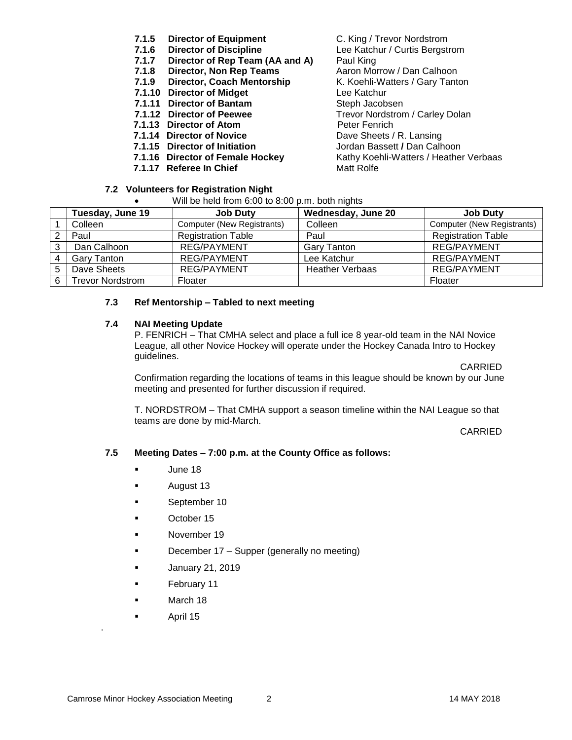- **7.1.5 Director of Equipment** C. King / Trevor Nordstrom
- **7.1.6 Director of Discipline** Lee Katchur / Curtis Bergstrom
- **7.1.7 Director of Rep Team (AA and A)** Paul King
- **7.1.8 Director, Non Rep Teams** Aaron Morrow / Dan Calhoon
- **7.1.9 Director, Coach Mentorship** K. Koehli-Watters / Gary Tanton
- **7.1.10 Director of Midget** Lee Katchur
- **7.1.11 Director of Bantam** Steph Jacobsen
- **7.1.12 Director of Peewee** Trevor Nordstrom / Carley Dolan
- **7.1.13 Director of Atom** Peter Fenrich
- **7.1.14 Director of Novice** Dave Sheets / R. Lansing
- **7.1.15 Director of Initiation** Jordan Bassett **/** Dan Calhoon
- **7.1.16 Director of Female Hockey** Kathy Koehli-Watters / Heather Verbaas
- **7.1.17 Referee In Chief** Matt Rolfe

### 7.2 Volunteers for Registration Night

- Will be held from 6:00 to 8:00 p.m. both nights

| | Tuesday, June 19 | Job Duty | Wednesday, June 20 | Job Duty |
|---|---|---|---|---|
| 1 | Colleen | Computer (New Registrants) | Colleen | Computer (New Registrants) |
| 2 | Paul | Registration Table | Paul | Registration Table |
| 3 | Dan Calhoon | REG/PAYMENT | Gary Tanton | REG/PAYMENT |
| 4 | Gary Tanton | REG/PAYMENT | Lee Katchur | REG/PAYMENT |
| 5 | Dave Sheets | REG/PAYMENT | Heather Verbaas | REG/PAYMENT |
| 6 | Trevor Nordstrom | Floater | | Floater |

### 7.3 Ref Mentorship – Tabled to next meeting

### 7.4 NAI Meeting Update

P. FENRICH – That CMHA select and place a full ice 8 year-old team in the NAI Novice League, all other Novice Hockey will operate under the Hockey Canada Intro to Hockey guidelines.

CARRIED

Confirmation regarding the locations of teams in this league should be known by our June meeting and presented for further discussion if required.

T. NORDSTROM – That CMHA support a season timeline within the NAI League so that teams are done by mid-March.

CARRIED

### 7.5 Meeting Dates – 7:00 p.m. at the County Office as follows:

- June 18
- August 13
- September 10
- October 15
- November 19
- December 17 – Supper (generally no meeting)
- January 21, 2019
- February 11
- March 18
- April 15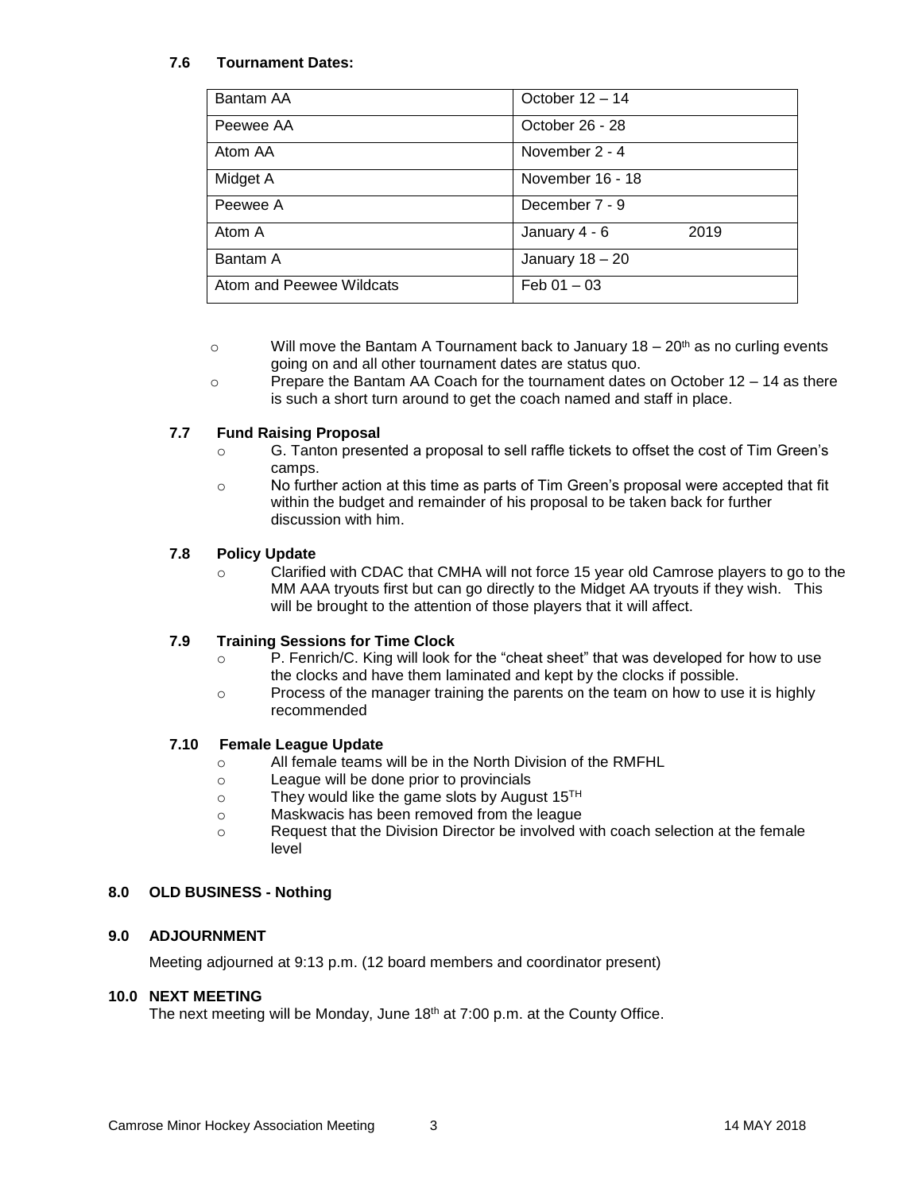### 7.6 Tournament Dates:

| | |
|---|---|
| Bantam AA | October 12 – 14 |
| Peewee AA | October 26 - 28 |
| Atom AA | November 2 - 4 |
| Midget A | November 16 - 18 |
| Peewee A | December 7 - 9 |
| Atom A | January 4 - 6 2019 |
| Bantam A | January 18 – 20 |
| Atom and Peewee Wildcats | Feb 01 – 03 |

- Will move the Bantam A Tournament back to January 18 – 20th as no curling events going on and all other tournament dates are status quo.
- Prepare the Bantam AA Coach for the tournament dates on October 12 – 14 as there is such a short turn around to get the coach named and staff in place.

### 7.7 Fund Raising Proposal

- G. Tanton presented a proposal to sell raffle tickets to offset the cost of Tim Green's camps.
- No further action at this time as parts of Tim Green's proposal were accepted that fit within the budget and remainder of his proposal to be taken back for further discussion with him.

### 7.8 Policy Update

- Clarified with CDAC that CMHA will not force 15 year old Camrose players to go to the MM AAA tryouts first but can go directly to the Midget AA tryouts if they wish. This will be brought to the attention of those players that it will affect.

### 7.9 Training Sessions for Time Clock

- P. Fenrich/C. King will look for the "cheat sheet" that was developed for how to use the clocks and have them laminated and kept by the clocks if possible.
- Process of the manager training the parents on the team on how to use it is highly recommended

### 7.10 Female League Update

- All female teams will be in the North Division of the RMFHL
- League will be done prior to provincials
- They would like the game slots by August 15TH
- Maskwacis has been removed from the league
- Request that the Division Director be involved with coach selection at the female level

## 8.0 OLD BUSINESS - Nothing

## 9.0 ADJOURNMENT

Meeting adjourned at 9:13 p.m. (12 board members and coordinator present)

## 10.0 NEXT MEETING

The next meeting will be Monday, June 18th at 7:00 p.m. at the County Office.